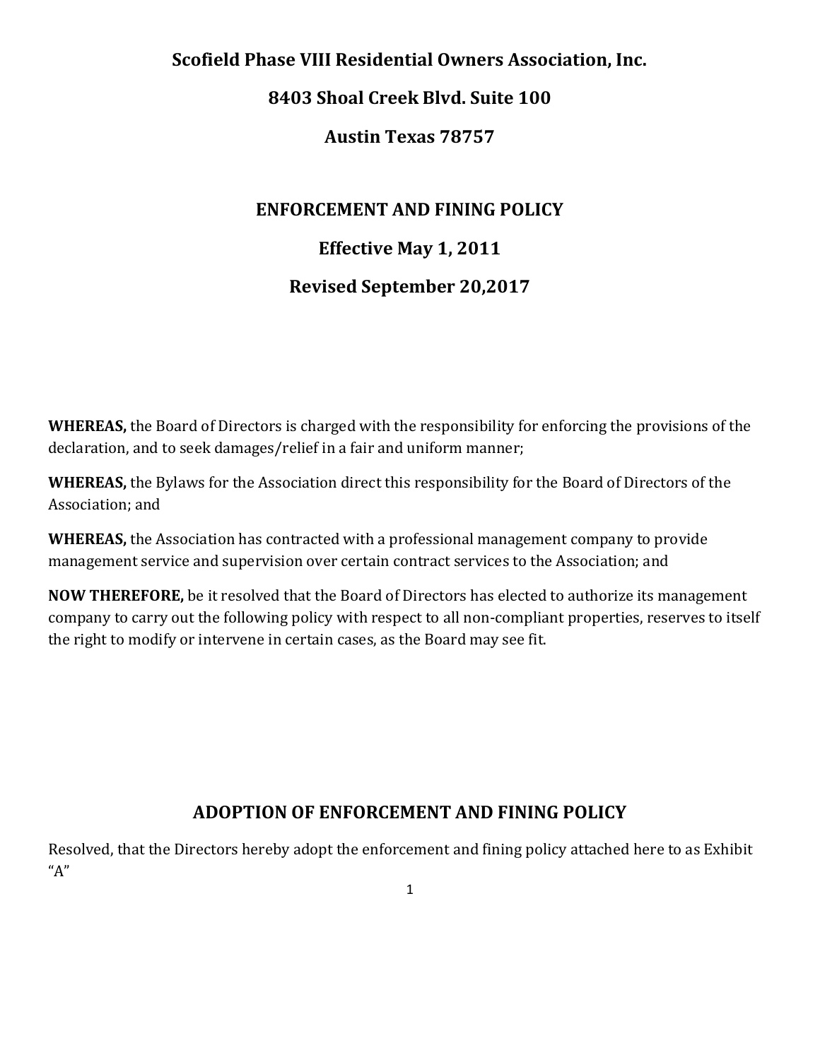# Scofield Phase VIII Residential Owners Association, Inc.

## 8403 Shoal Creek Blvd. Suite 100

## Austin Texas 78757

## ENFORCEMENT AND FINING POLICY

## Effective May 1, 2011

## Revised September 20,2017

**WHEREAS,** the Board of Directors is charged with the responsibility for enforcing the provisions of the declaration, and to seek damages/relief in a fair and uniform manner;

**WHEREAS,** the Bylaws for the Association direct this responsibility for the Board of Directors of the Association; and

**WHEREAS,** the Association has contracted with a professional management company to provide management service and supervision over certain contract services to the Association; and

**NOW THEREFORE,** be it resolved that the Board of Directors has elected to authorize its management company to carry out the following policy with respect to all non-compliant properties, reserves to itself the right to modify or intervene in certain cases, as the Board may see fit.

## ADOPTION OF ENFORCEMENT AND FINING POLICY

Resolved, that the Directors hereby adopt the enforcement and fining policy attached here to as Exhibit "A"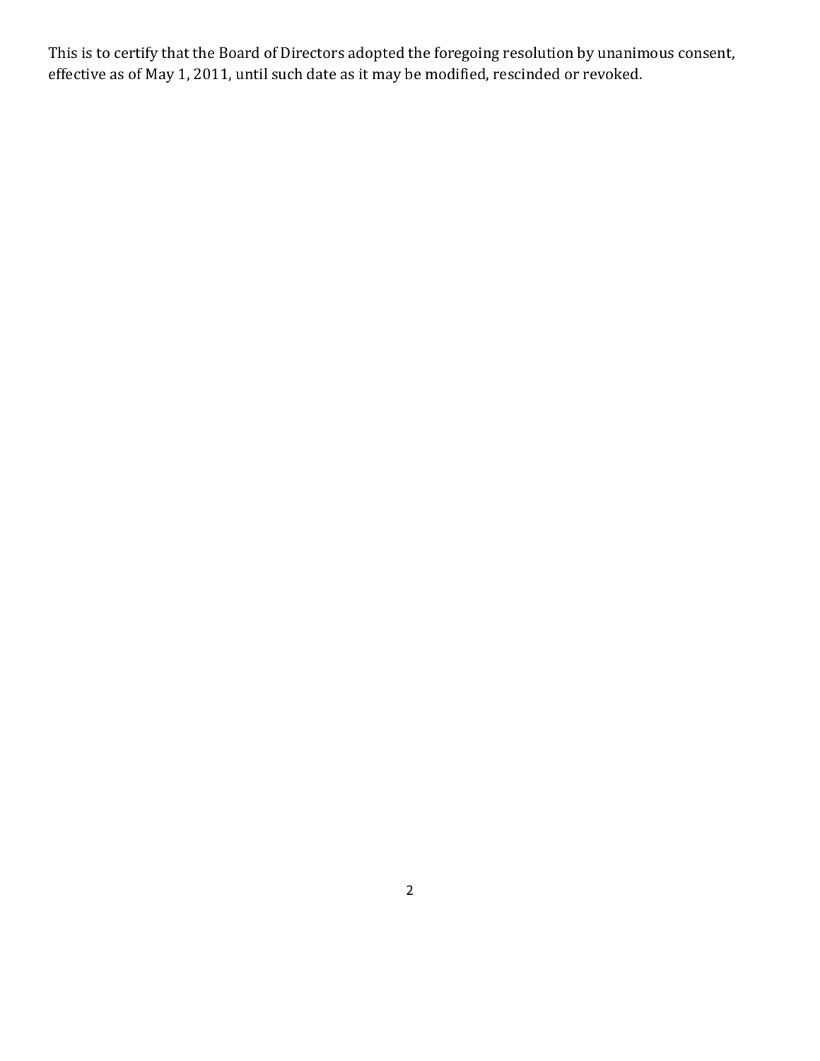This is to certify that the Board of Directors adopted the foregoing resolution by unanimous consent, effective as of May 1, 2011, until such date as it may be modified, rescinded or revoked.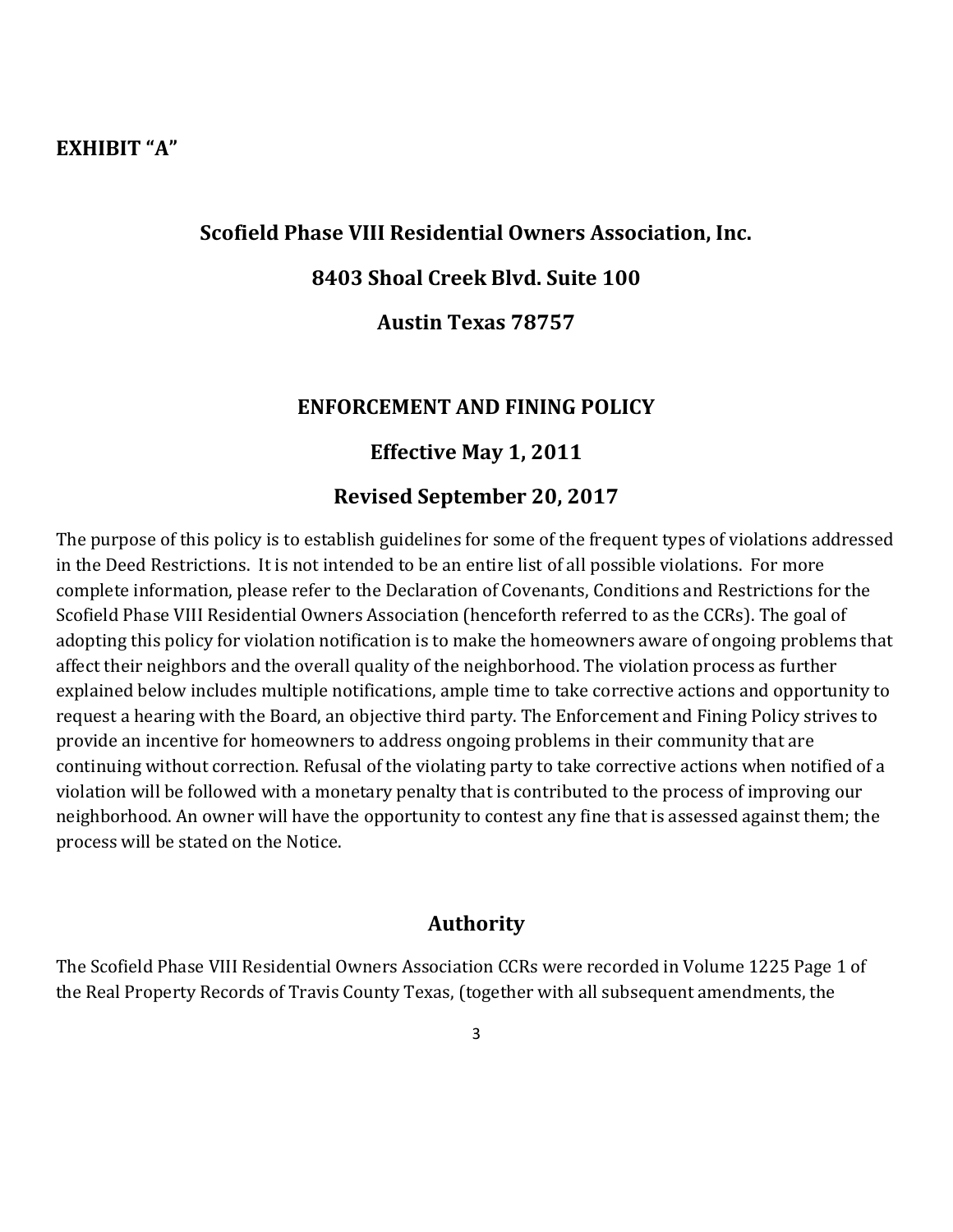**EXHIBIT "A"**

## Scofield Phase VIII Residential Owners Association, Inc.

## 8403 Shoal Creek Blvd. Suite 100

## Austin Texas 78757

## ENFORCEMENT AND FINING POLICY

## Effective May 1, 2011

## Revised September 20, 2017

The purpose of this policy is to establish guidelines for some of the frequent types of violations addressed in the Deed Restrictions. It is not intended to be an entire list of all possible violations. For more complete information, please refer to the Declaration of Covenants, Conditions and Restrictions for the Scofield Phase VIII Residential Owners Association (henceforth referred to as the CCRs). The goal of adopting this policy for violation notification is to make the homeowners aware of ongoing problems that affect their neighbors and the overall quality of the neighborhood. The violation process as further explained below includes multiple notifications, ample time to take corrective actions and opportunity to request a hearing with the Board, an objective third party. The Enforcement and Fining Policy strives to provide an incentive for homeowners to address ongoing problems in their community that are continuing without correction. Refusal of the violating party to take corrective actions when notified of a violation will be followed with a monetary penalty that is contributed to the process of improving our neighborhood. An owner will have the opportunity to contest any fine that is assessed against them; the process will be stated on the Notice.

## Authority

The Scofield Phase VIII Residential Owners Association CCRs were recorded in Volume 1225 Page 1 of the Real Property Records of Travis County Texas, (together with all subsequent amendments, the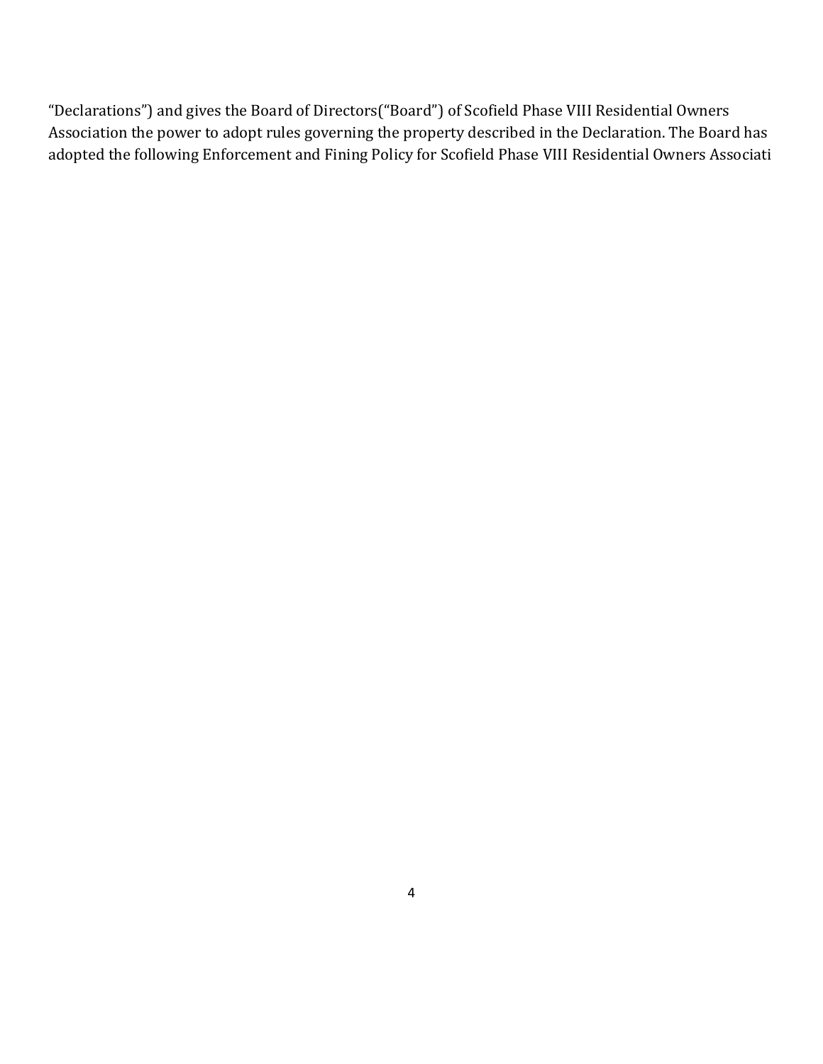"Declarations") and gives the Board of Directors("Board") of Scofield Phase VIII Residential Owners Association the power to adopt rules governing the property described in the Declaration. The Board has adopted the following Enforcement and Fining Policy for Scofield Phase VIII Residential Owners Associati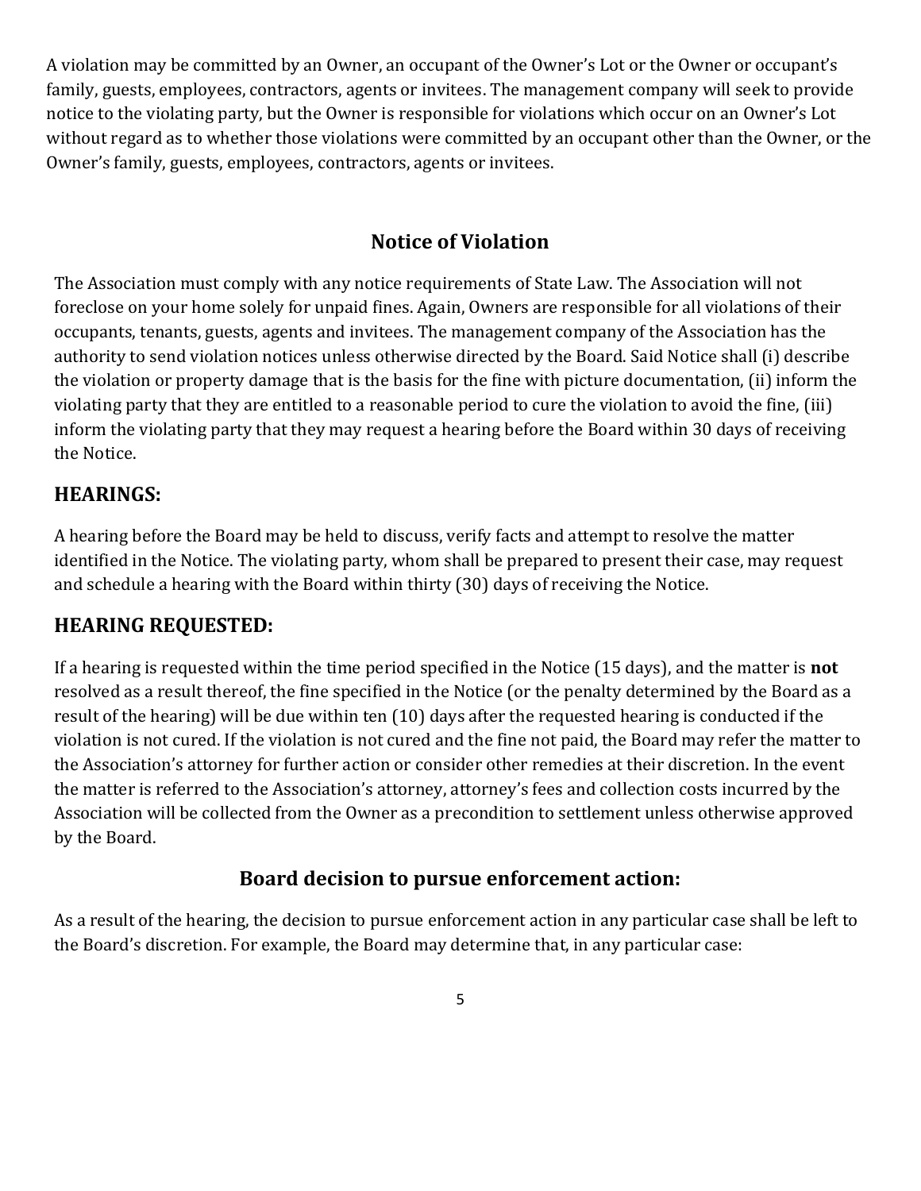A violation may be committed by an Owner, an occupant of the Owner's Lot or the Owner or occupant's family, guests, employees, contractors, agents or invitees. The management company will seek to provide notice to the violating party, but the Owner is responsible for violations which occur on an Owner's Lot without regard as to whether those violations were committed by an occupant other than the Owner, or the Owner's family, guests, employees, contractors, agents or invitees.

## Notice of Violation

The Association must comply with any notice requirements of State Law. The Association will not foreclose on your home solely for unpaid fines. Again, Owners are responsible for all violations of their occupants, tenants, guests, agents and invitees. The management company of the Association has the authority to send violation notices unless otherwise directed by the Board. Said Notice shall (i) describe the violation or property damage that is the basis for the fine with picture documentation, (ii) inform the violating party that they are entitled to a reasonable period to cure the violation to avoid the fine, (iii) inform the violating party that they may request a hearing before the Board within 30 days of receiving the Notice.

## HEARINGS:

A hearing before the Board may be held to discuss, verify facts and attempt to resolve the matter identified in the Notice. The violating party, whom shall be prepared to present their case, may request and schedule a hearing with the Board within thirty (30) days of receiving the Notice.

## HEARING REQUESTED:

If a hearing is requested within the time period specified in the Notice (15 days), and the matter is **not** resolved as a result thereof, the fine specified in the Notice (or the penalty determined by the Board as a result of the hearing) will be due within ten (10) days after the requested hearing is conducted if the violation is not cured. If the violation is not cured and the fine not paid, the Board may refer the matter to the Association's attorney for further action or consider other remedies at their discretion. In the event the matter is referred to the Association's attorney, attorney's fees and collection costs incurred by the Association will be collected from the Owner as a precondition to settlement unless otherwise approved by the Board.

## Board decision to pursue enforcement action:

As a result of the hearing, the decision to pursue enforcement action in any particular case shall be left to the Board's discretion. For example, the Board may determine that, in any particular case: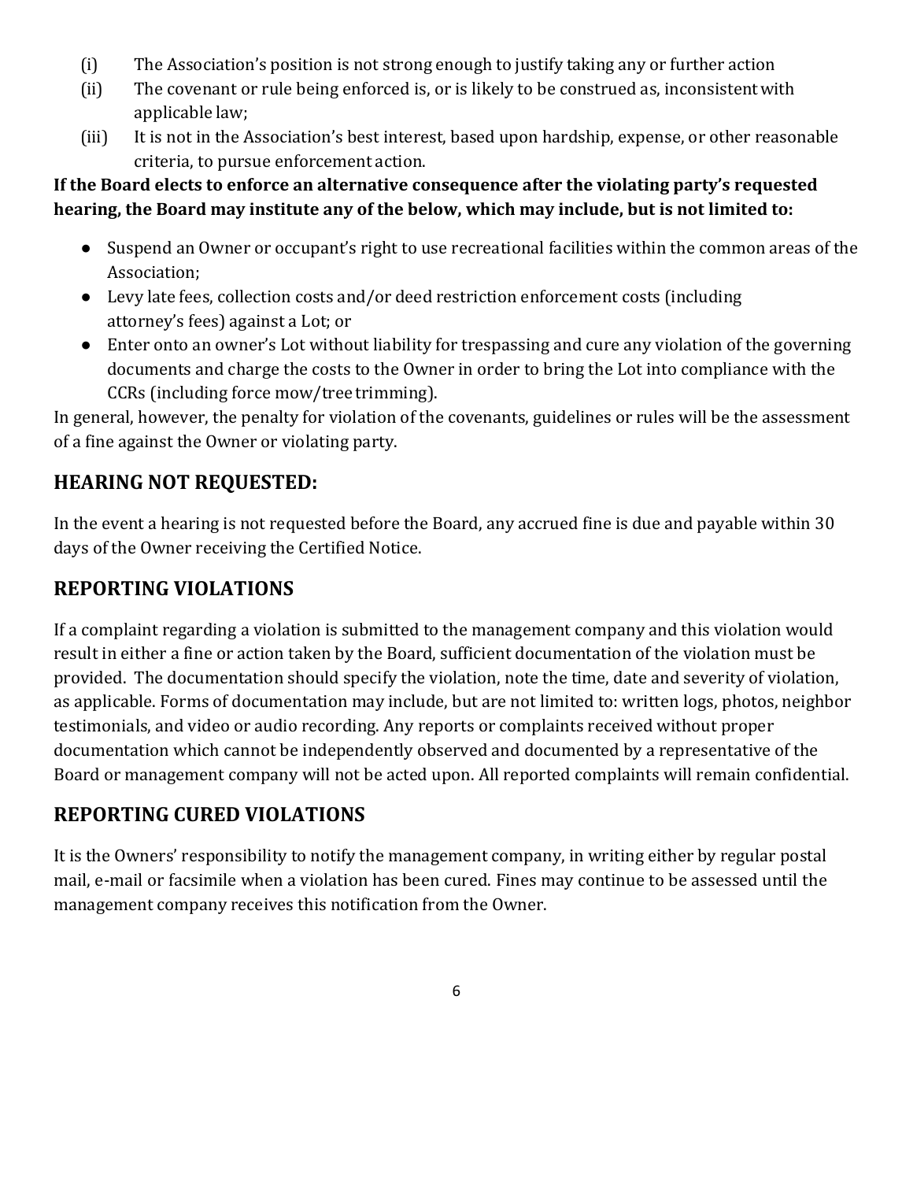(i) The Association's position is not strong enough to justify taking any or further action
(ii) The covenant or rule being enforced is, or is likely to be construed as, inconsistent with applicable law;
(iii) It is not in the Association's best interest, based upon hardship, expense, or other reasonable criteria, to pursue enforcement action.

**If the Board elects to enforce an alternative consequence after the violating party's requested hearing, the Board may institute any of the below, which may include, but is not limited to:**

- Suspend an Owner or occupant's right to use recreational facilities within the common areas of the Association;
- Levy late fees, collection costs and/or deed restriction enforcement costs (including attorney's fees) against a Lot; or
- Enter onto an owner's Lot without liability for trespassing and cure any violation of the governing documents and charge the costs to the Owner in order to bring the Lot into compliance with the CCRs (including force mow/tree trimming).

In general, however, the penalty for violation of the covenants, guidelines or rules will be the assessment of a fine against the Owner or violating party.

## HEARING NOT REQUESTED:

In the event a hearing is not requested before the Board, any accrued fine is due and payable within 30 days of the Owner receiving the Certified Notice.

## REPORTING VIOLATIONS

If a complaint regarding a violation is submitted to the management company and this violation would result in either a fine or action taken by the Board, sufficient documentation of the violation must be provided. The documentation should specify the violation, note the time, date and severity of violation, as applicable. Forms of documentation may include, but are not limited to: written logs, photos, neighbor testimonials, and video or audio recording. Any reports or complaints received without proper documentation which cannot be independently observed and documented by a representative of the Board or management company will not be acted upon. All reported complaints will remain confidential.

## REPORTING CURED VIOLATIONS

It is the Owners' responsibility to notify the management company, in writing either by regular postal mail, e-mail or facsimile when a violation has been cured. Fines may continue to be assessed until the management company receives this notification from the Owner.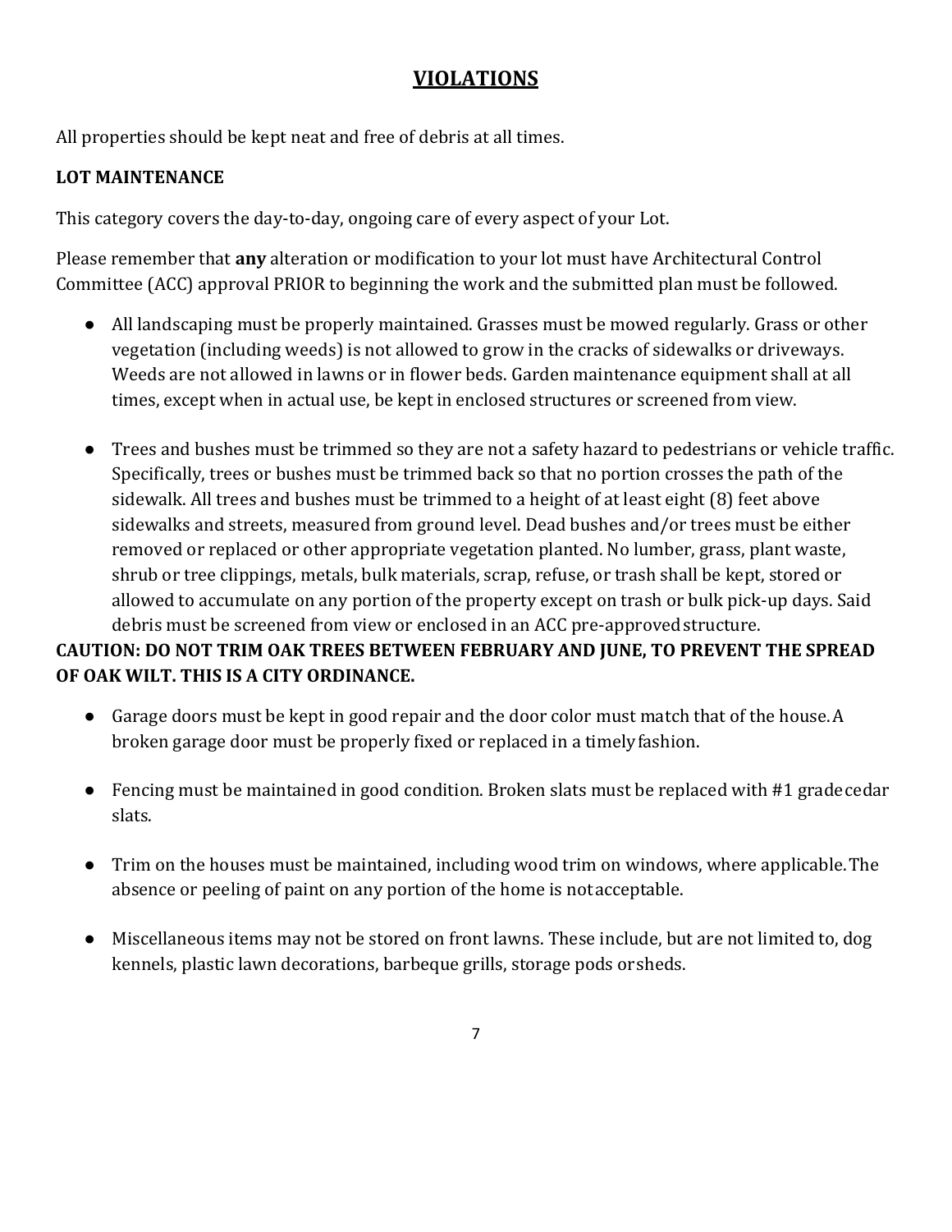# VIOLATIONS

All properties should be kept neat and free of debris at all times.

**LOT MAINTENANCE**

This category covers the day-to-day, ongoing care of every aspect of your Lot.

Please remember that **any** alteration or modification to your lot must have Architectural Control Committee (ACC) approval PRIOR to beginning the work and the submitted plan must be followed.

- All landscaping must be properly maintained. Grasses must be mowed regularly. Grass or other vegetation (including weeds) is not allowed to grow in the cracks of sidewalks or driveways. Weeds are not allowed in lawns or in flower beds. Garden maintenance equipment shall at all times, except when in actual use, be kept in enclosed structures or screened from view.

- Trees and bushes must be trimmed so they are not a safety hazard to pedestrians or vehicle traffic. Specifically, trees or bushes must be trimmed back so that no portion crosses the path of the sidewalk. All trees and bushes must be trimmed to a height of at least eight (8) feet above sidewalks and streets, measured from ground level. Dead bushes and/or trees must be either removed or replaced or other appropriate vegetation planted. No lumber, grass, plant waste, shrub or tree clippings, metals, bulk materials, scrap, refuse, or trash shall be kept, stored or allowed to accumulate on any portion of the property except on trash or bulk pick-up days. Said debris must be screened from view or enclosed in an ACC pre-approved structure.

**CAUTION: DO NOT TRIM OAK TREES BETWEEN FEBRUARY AND JUNE, TO PREVENT THE SPREAD OF OAK WILT. THIS IS A CITY ORDINANCE.**

- Garage doors must be kept in good repair and the door color must match that of the house. A broken garage door must be properly fixed or replaced in a timely fashion.

- Fencing must be maintained in good condition. Broken slats must be replaced with #1 grade cedar slats.

- Trim on the houses must be maintained, including wood trim on windows, where applicable. The absence or peeling of paint on any portion of the home is not acceptable.

- Miscellaneous items may not be stored on front lawns. These include, but are not limited to, dog kennels, plastic lawn decorations, barbeque grills, storage pods or sheds.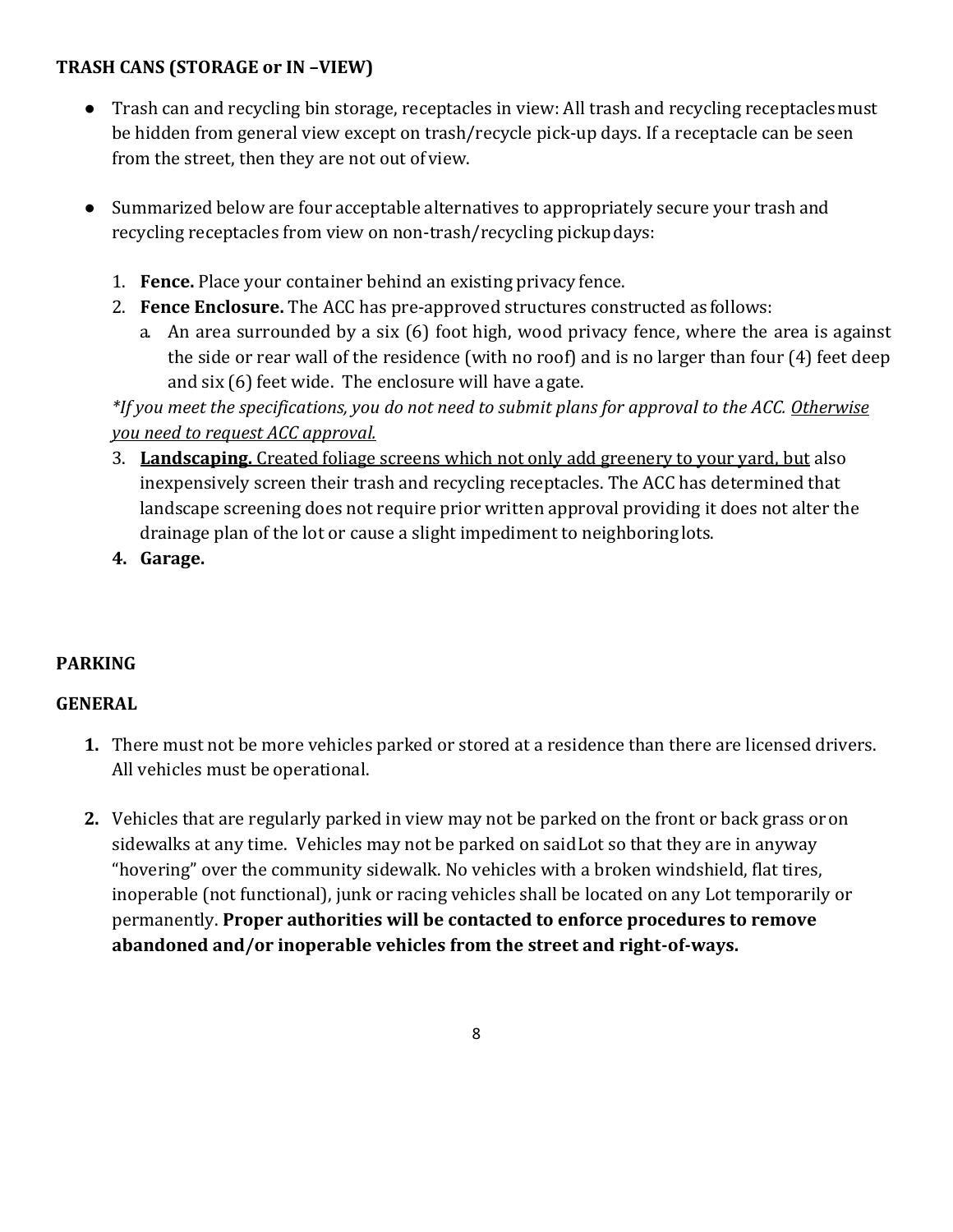**TRASH CANS (STORAGE or IN –VIEW)**

- Trash can and recycling bin storage, receptacles in view: All trash and recycling receptacles must be hidden from general view except on trash/recycle pick-up days. If a receptacle can be seen from the street, then they are not out of view.

- Summarized below are four acceptable alternatives to appropriately secure your trash and recycling receptacles from view on non-trash/recycling pickup days:

  1. **Fence.** Place your container behind an existing privacy fence.
  2. **Fence Enclosure.** The ACC has pre-approved structures constructed as follows:
     a. An area surrounded by a six (6) foot high, wood privacy fence, where the area is against the side or rear wall of the residence (with no roof) and is no larger than four (4) feet deep and six (6) feet wide. The enclosure will have a gate.

  *\*If you meet the specifications, you do not need to submit plans for approval to the ACC. <u>Otherwise you need to request ACC approval.</u>*

  3. **<u>Landscaping.</u>** <u>Created foliage screens which not only add greenery to your yard, but</u> also inexpensively screen their trash and recycling receptacles. The ACC has determined that landscape screening does not require prior written approval providing it does not alter the drainage plan of the lot or cause a slight impediment to neighboring lots.
  4. **Garage.**

**PARKING**

**GENERAL**

1. There must not be more vehicles parked or stored at a residence than there are licensed drivers. All vehicles must be operational.

2. Vehicles that are regularly parked in view may not be parked on the front or back grass or on sidewalks at any time. Vehicles may not be parked on said Lot so that they are in anyway "hovering" over the community sidewalk. No vehicles with a broken windshield, flat tires, inoperable (not functional), junk or racing vehicles shall be located on any Lot temporarily or permanently. **Proper authorities will be contacted to enforce procedures to remove abandoned and/or inoperable vehicles from the street and right-of-ways.**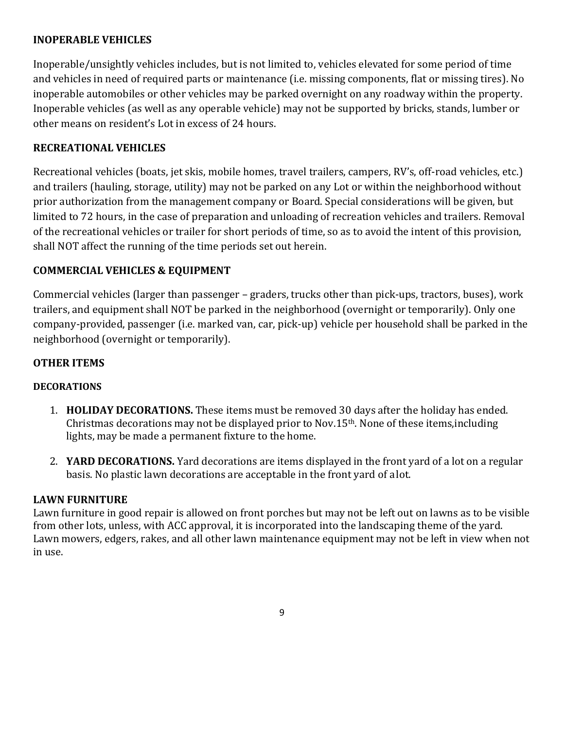## INOPERABLE VEHICLES

Inoperable/unsightly vehicles includes, but is not limited to, vehicles elevated for some period of time and vehicles in need of required parts or maintenance (i.e. missing components, flat or missing tires). No inoperable automobiles or other vehicles may be parked overnight on any roadway within the property. Inoperable vehicles (as well as any operable vehicle) may not be supported by bricks, stands, lumber or other means on resident's Lot in excess of 24 hours.

## RECREATIONAL VEHICLES

Recreational vehicles (boats, jet skis, mobile homes, travel trailers, campers, RV's, off-road vehicles, etc.) and trailers (hauling, storage, utility) may not be parked on any Lot or within the neighborhood without prior authorization from the management company or Board. Special considerations will be given, but limited to 72 hours, in the case of preparation and unloading of recreation vehicles and trailers. Removal of the recreational vehicles or trailer for short periods of time, so as to avoid the intent of this provision, shall NOT affect the running of the time periods set out herein.

## COMMERCIAL VEHICLES & EQUIPMENT

Commercial vehicles (larger than passenger – graders, trucks other than pick-ups, tractors, buses), work trailers, and equipment shall NOT be parked in the neighborhood (overnight or temporarily). Only one company-provided, passenger (i.e. marked van, car, pick-up) vehicle per household shall be parked in the neighborhood (overnight or temporarily).

## OTHER ITEMS

### DECORATIONS

1. **HOLIDAY DECORATIONS.** These items must be removed 30 days after the holiday has ended. Christmas decorations may not be displayed prior to Nov.15th. None of these items,including lights, may be made a permanent fixture to the home.

2. **YARD DECORATIONS.** Yard decorations are items displayed in the front yard of a lot on a regular basis. No plastic lawn decorations are acceptable in the front yard of alot.

## LAWN FURNITURE

Lawn furniture in good repair is allowed on front porches but may not be left out on lawns as to be visible from other lots, unless, with ACC approval, it is incorporated into the landscaping theme of the yard. Lawn mowers, edgers, rakes, and all other lawn maintenance equipment may not be left in view when not in use.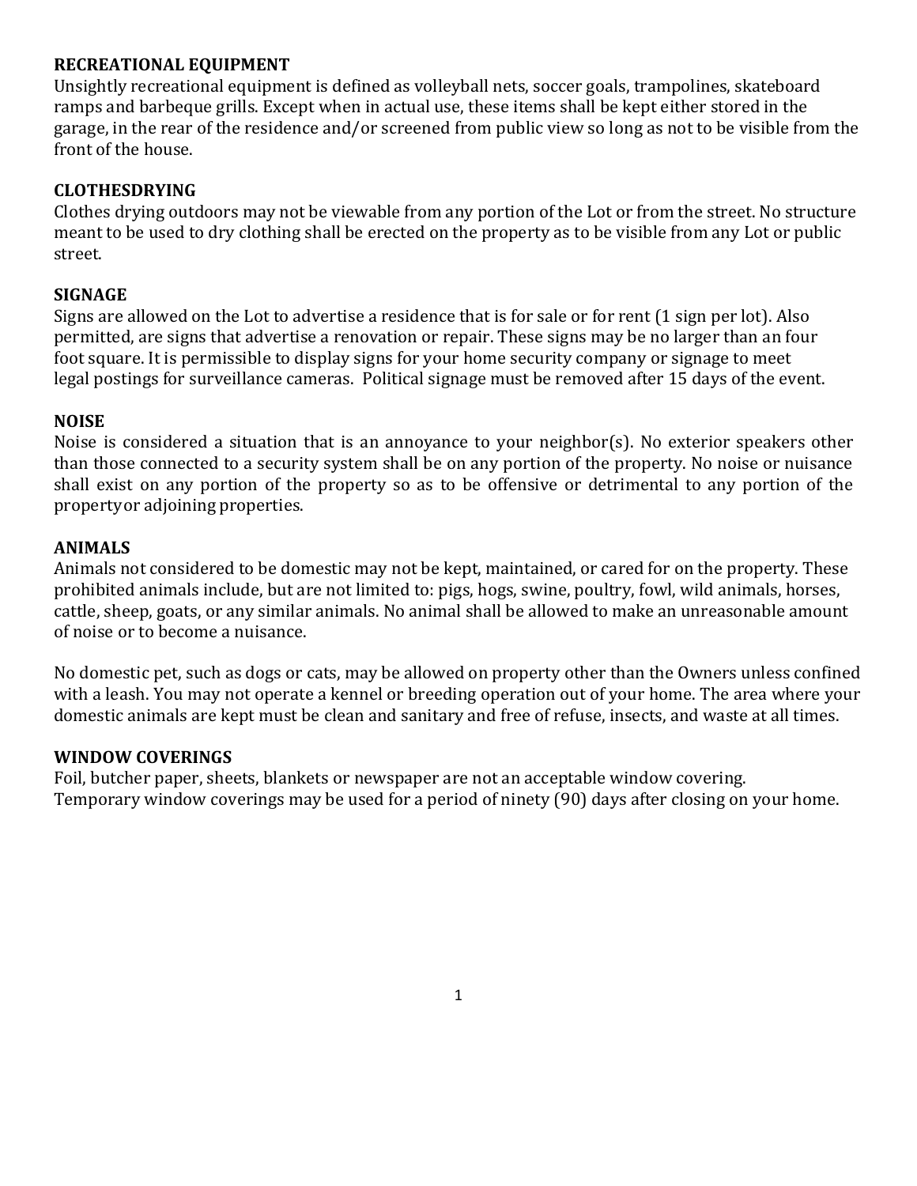**RECREATIONAL EQUIPMENT**
Unsightly recreational equipment is defined as volleyball nets, soccer goals, trampolines, skateboard ramps and barbeque grills. Except when in actual use, these items shall be kept either stored in the garage, in the rear of the residence and/or screened from public view so long as not to be visible from the front of the house.

**CLOTHESDRYING**
Clothes drying outdoors may not be viewable from any portion of the Lot or from the street. No structure meant to be used to dry clothing shall be erected on the property as to be visible from any Lot or public street.

**SIGNAGE**
Signs are allowed on the Lot to advertise a residence that is for sale or for rent (1 sign per lot). Also permitted, are signs that advertise a renovation or repair. These signs may be no larger than an four foot square. It is permissible to display signs for your home security company or signage to meet legal postings for surveillance cameras. Political signage must be removed after 15 days of the event.

**NOISE**
Noise is considered a situation that is an annoyance to your neighbor(s). No exterior speakers other than those connected to a security system shall be on any portion of the property. No noise or nuisance shall exist on any portion of the property so as to be offensive or detrimental to any portion of the propertyor adjoining properties.

**ANIMALS**
Animals not considered to be domestic may not be kept, maintained, or cared for on the property. These prohibited animals include, but are not limited to: pigs, hogs, swine, poultry, fowl, wild animals, horses, cattle, sheep, goats, or any similar animals. No animal shall be allowed to make an unreasonable amount of noise or to become a nuisance.

No domestic pet, such as dogs or cats, may be allowed on property other than the Owners unless confined with a leash. You may not operate a kennel or breeding operation out of your home. The area where your domestic animals are kept must be clean and sanitary and free of refuse, insects, and waste at all times.

**WINDOW COVERINGS**
Foil, butcher paper, sheets, blankets or newspaper are not an acceptable window covering.
Temporary window coverings may be used for a period of ninety (90) days after closing on your home.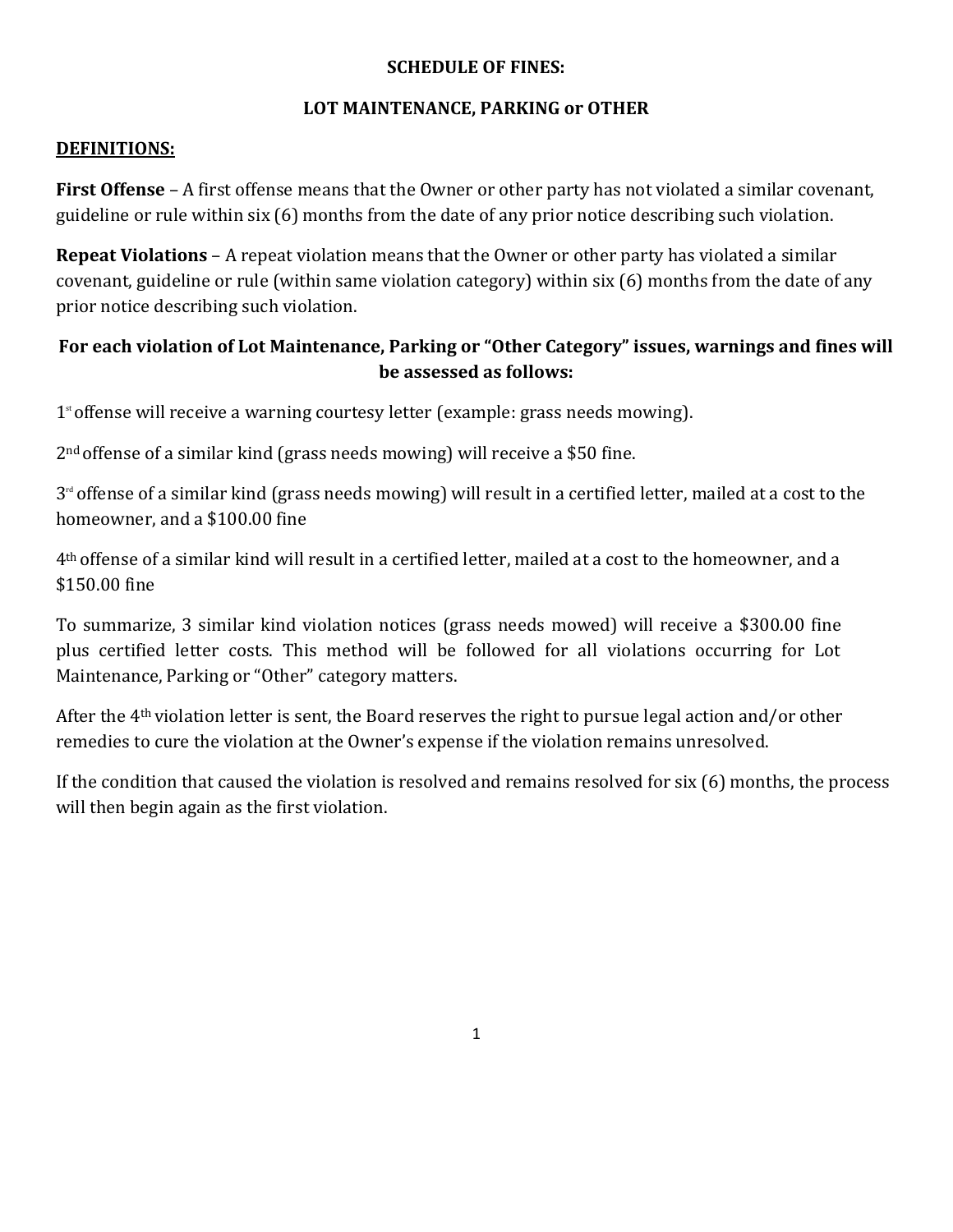**SCHEDULE OF FINES:**

**LOT MAINTENANCE, PARKING or OTHER**

**DEFINITIONS:**

**First Offense** – A first offense means that the Owner or other party has not violated a similar covenant, guideline or rule within six (6) months from the date of any prior notice describing such violation.

**Repeat Violations** – A repeat violation means that the Owner or other party has violated a similar covenant, guideline or rule (within same violation category) within six (6) months from the date of any prior notice describing such violation.

**For each violation of Lot Maintenance, Parking or "Other Category" issues, warnings and fines will be assessed as follows:**

1st offense will receive a warning courtesy letter (example: grass needs mowing).

2nd offense of a similar kind (grass needs mowing) will receive a $50 fine.

3rd offense of a similar kind (grass needs mowing) will result in a certified letter, mailed at a cost to the homeowner, and a $100.00 fine

4th offense of a similar kind will result in a certified letter, mailed at a cost to the homeowner, and a $150.00 fine

To summarize, 3 similar kind violation notices (grass needs mowed) will receive a $300.00 fine plus certified letter costs. This method will be followed for all violations occurring for Lot Maintenance, Parking or "Other" category matters.

After the 4th violation letter is sent, the Board reserves the right to pursue legal action and/or other remedies to cure the violation at the Owner's expense if the violation remains unresolved.

If the condition that caused the violation is resolved and remains resolved for six (6) months, the process will then begin again as the first violation.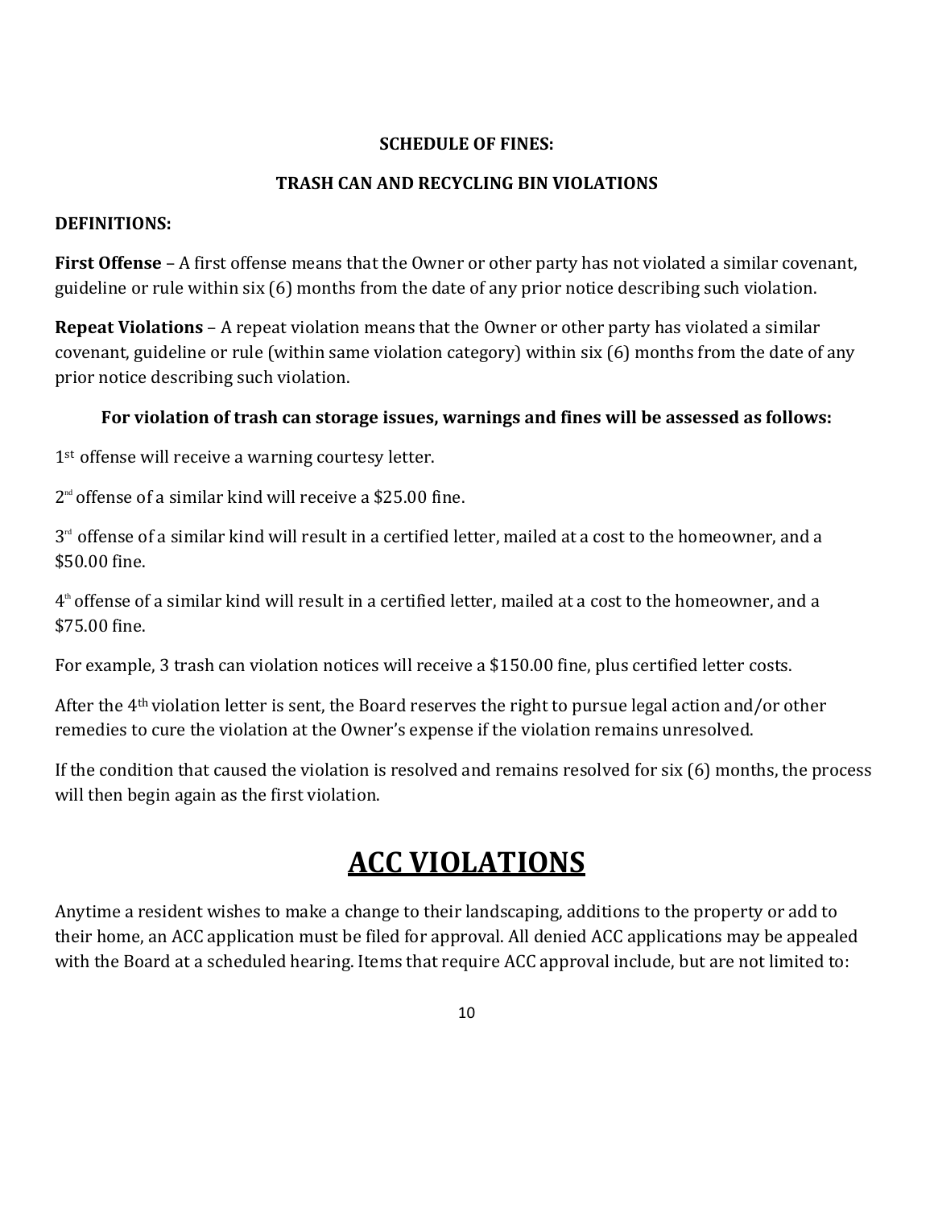**SCHEDULE OF FINES:**

**TRASH CAN AND RECYCLING BIN VIOLATIONS**

**DEFINITIONS:**

**First Offense** – A first offense means that the Owner or other party has not violated a similar covenant, guideline or rule within six (6) months from the date of any prior notice describing such violation.

**Repeat Violations** – A repeat violation means that the Owner or other party has violated a similar covenant, guideline or rule (within same violation category) within six (6) months from the date of any prior notice describing such violation.

**For violation of trash can storage issues, warnings and fines will be assessed as follows:**

1st offense will receive a warning courtesy letter.

2nd offense of a similar kind will receive a $25.00 fine.

3rd offense of a similar kind will result in a certified letter, mailed at a cost to the homeowner, and a $50.00 fine.

4th offense of a similar kind will result in a certified letter, mailed at a cost to the homeowner, and a $75.00 fine.

For example, 3 trash can violation notices will receive a $150.00 fine, plus certified letter costs.

After the 4th violation letter is sent, the Board reserves the right to pursue legal action and/or other remedies to cure the violation at the Owner's expense if the violation remains unresolved.

If the condition that caused the violation is resolved and remains resolved for six (6) months, the process will then begin again as the first violation.

# ACC VIOLATIONS

Anytime a resident wishes to make a change to their landscaping, additions to the property or add to their home, an ACC application must be filed for approval. All denied ACC applications may be appealed with the Board at a scheduled hearing. Items that require ACC approval include, but are not limited to: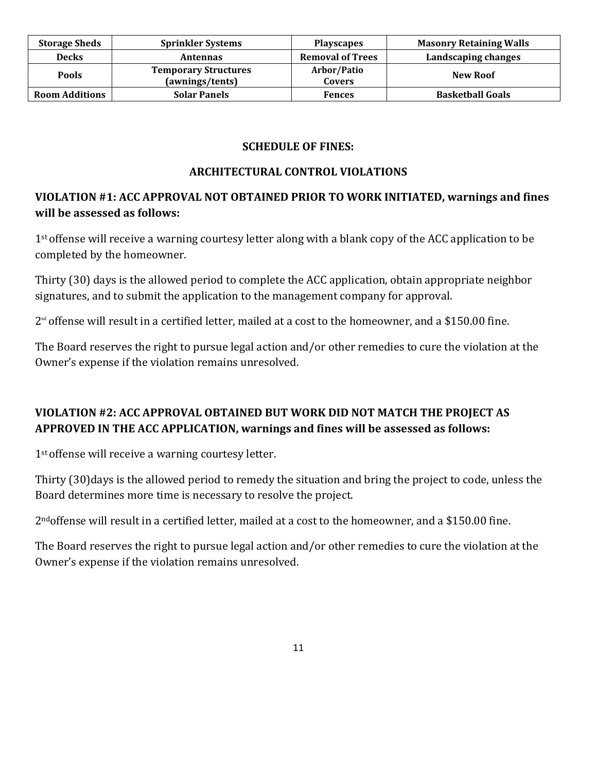| Storage Sheds | Sprinkler Systems | Playscapes | Masonry Retaining Walls |
|---|---|---|---|
| Decks | Antennas | Removal of Trees | Landscaping changes |
| Pools | Temporary Structures (awnings/tents) | Arbor/Patio Covers | New Roof |
| Room Additions | Solar Panels | Fences | Basketball Goals |

## SCHEDULE OF FINES:

## ARCHITECTURAL CONTROL VIOLATIONS

### VIOLATION #1: ACC APPROVAL NOT OBTAINED PRIOR TO WORK INITIATED, warnings and fines will be assessed as follows:

1st offense will receive a warning courtesy letter along with a blank copy of the ACC application to be completed by the homeowner.

Thirty (30) days is the allowed period to complete the ACC application, obtain appropriate neighbor signatures, and to submit the application to the management company for approval.

2nd offense will result in a certified letter, mailed at a cost to the homeowner, and a $150.00 fine.

The Board reserves the right to pursue legal action and/or other remedies to cure the violation at the Owner's expense if the violation remains unresolved.

### VIOLATION #2: ACC APPROVAL OBTAINED BUT WORK DID NOT MATCH THE PROJECT AS APPROVED IN THE ACC APPLICATION, warnings and fines will be assessed as follows:

1st offense will receive a warning courtesy letter.

Thirty (30)days is the allowed period to remedy the situation and bring the project to code, unless the Board determines more time is necessary to resolve the project.

2nd offense will result in a certified letter, mailed at a cost to the homeowner, and a $150.00 fine.

The Board reserves the right to pursue legal action and/or other remedies to cure the violation at the Owner's expense if the violation remains unresolved.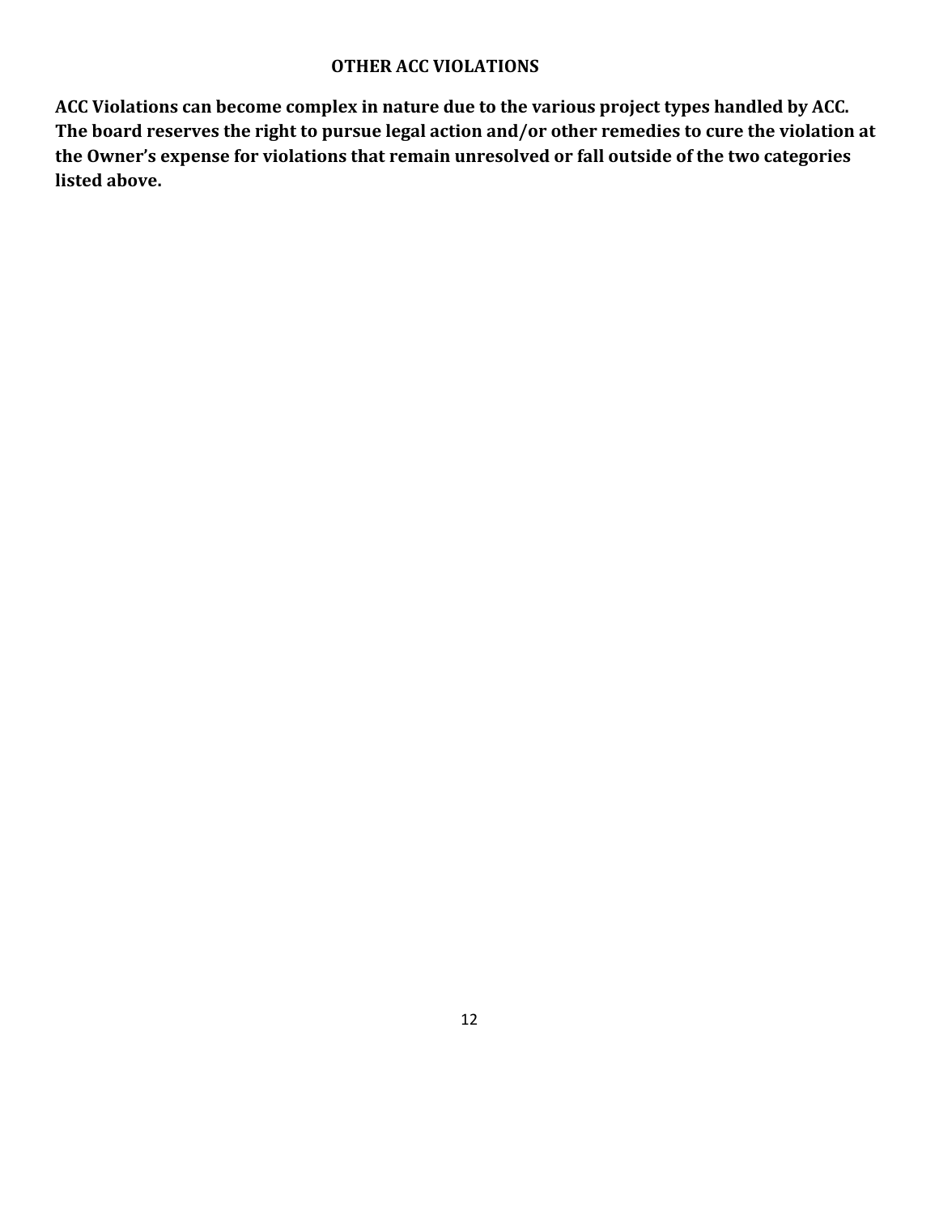## OTHER ACC VIOLATIONS

**ACC Violations can become complex in nature due to the various project types handled by ACC. The board reserves the right to pursue legal action and/or other remedies to cure the violation at the Owner's expense for violations that remain unresolved or fall outside of the two categories listed above.**